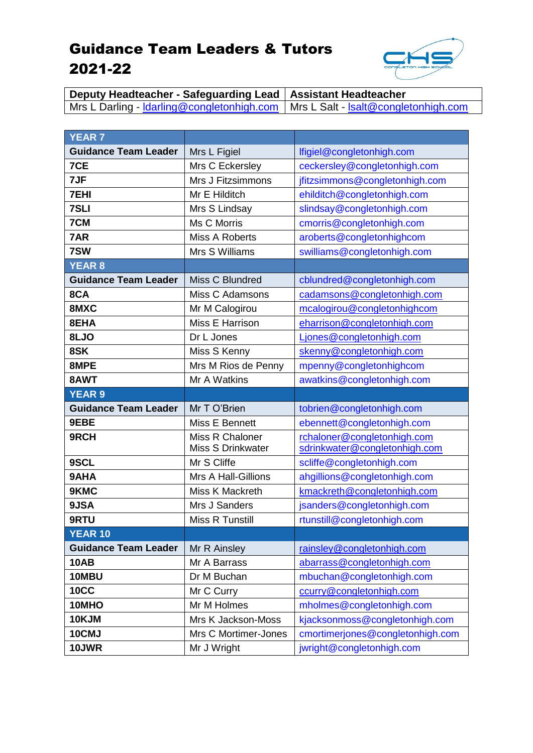# Guidance Team Leaders & Tutors 2021-22

| Deputy Headteacher - Safeguarding Lead | Assistant Headteacher |
|---|---|
| Mrs L Darling - ldarling@congletonhigh.com | Mrs L Salt - lsalt@congletonhigh.com |

| YEAR 7 | | |
|---|---|---|
| **Guidance Team Leader** | Mrs L Figiel | lfigiel@congletonhigh.com |
| **7CE** | Mrs C Eckersley | ceckersley@congletonhigh.com |
| **7JF** | Mrs J Fitzsimmons | jfitzsimmons@congletonhigh.com |
| **7EHI** | Mr E Hilditch | ehilditch@congletonhigh.com |
| **7SLI** | Mrs S Lindsay | slindsay@congletonhigh.com |
| **7CM** | Ms C Morris | cmorris@congletonhigh.com |
| **7AR** | Miss A Roberts | aroberts@congletonhighcom |
| **7SW** | Mrs S Williams | swilliams@congletonhigh.com |
| **YEAR 8** | | |
| **Guidance Team Leader** | Miss C Blundred | cblundred@congletonhigh.com |
| **8CA** | Miss C Adamsons | cadamsons@congletonhigh.com |
| **8MXC** | Mr M Calogirou | mcalogirou@congletonhighcom |
| **8EHA** | Miss E Harrison | eharrison@congletonhigh.com |
| **8LJO** | Dr L Jones | Ljones@congletonhigh.com |
| **8SK** | Miss S Kenny | skenny@congletonhigh.com |
| **8MPE** | Mrs M Rios de Penny | mpenny@congletonhighcom |
| **8AWT** | Mr A Watkins | awatkins@congletonhigh.com |
| **YEAR 9** | | |
| **Guidance Team Leader** | Mr T O'Brien | tobrien@congletonhigh.com |
| **9EBE** | Miss E Bennett | ebennett@congletonhigh.com |
| **9RCH** | Miss R Chaloner<br>Miss S Drinkwater | rchaloner@congletonhigh.com<br>sdrinkwater@congletonhigh.com |
| **9SCL** | Mr S Cliffe | scliffe@congletonhigh.com |
| **9AHA** | Mrs A Hall-Gillions | ahgillions@congletonhigh.com |
| **9KMC** | Miss K Mackreth | kmackreth@congletonhigh.com |
| **9JSA** | Mrs J Sanders | jsanders@congletonhigh.com |
| **9RTU** | Miss R Tunstill | rtunstill@congletonhigh.com |
| **YEAR 10** | | |
| **Guidance Team Leader** | Mr R Ainsley | rainsley@congletonhigh.com |
| **10AB** | Mr A Barrass | abarrass@congletonhigh.com |
| **10MBU** | Dr M Buchan | mbuchan@congletonhigh.com |
| **10CC** | Mr C Curry | ccurry@congletonhigh.com |
| **10MHO** | Mr M Holmes | mholmes@congletonhigh.com |
| **10KJM** | Mrs K Jackson-Moss | kjacksonmoss@congletonhigh.com |
| **10CMJ** | Mrs C Mortimer-Jones | cmortimerjones@congletonhigh.com |
| **10JWR** | Mr J Wright | jwright@congletonhigh.com |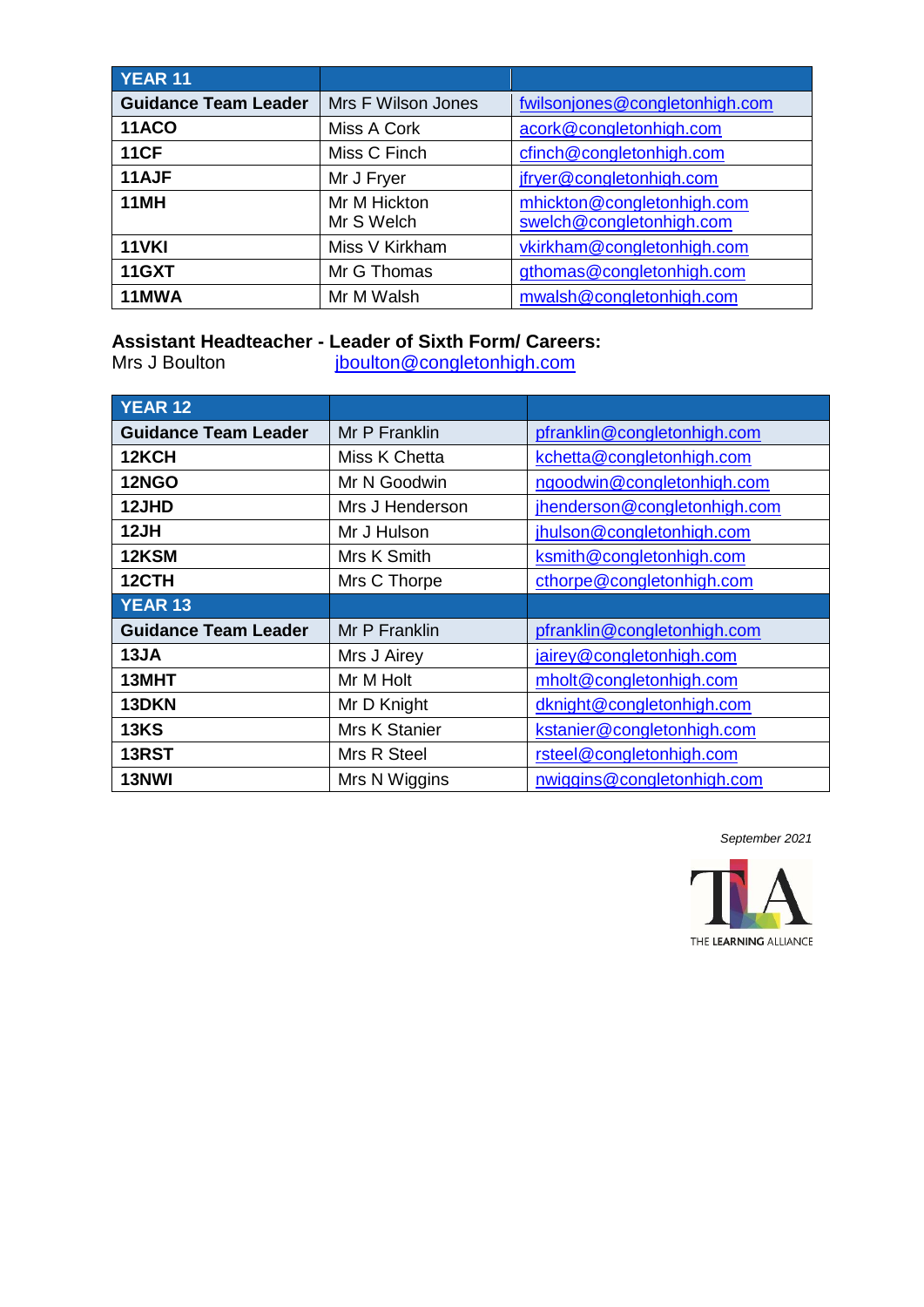| YEAR 11 | | |
|---|---|---|
| **Guidance Team Leader** | Mrs F Wilson Jones | fwilsonjones@congletonhigh.com |
| **11ACO** | Miss A Cork | acork@congletonhigh.com |
| **11CF** | Miss C Finch | cfinch@congletonhigh.com |
| **11AJF** | Mr J Fryer | jfryer@congletonhigh.com |
| **11MH** | Mr M Hickton<br>Mr S Welch | mhickton@congletonhigh.com<br>swelch@congletonhigh.com |
| **11VKI** | Miss V Kirkham | vkirkham@congletonhigh.com |
| **11GXT** | Mr G Thomas | gthomas@congletonhigh.com |
| **11MWA** | Mr M Walsh | mwalsh@congletonhigh.com |

**Assistant Headteacher - Leader of Sixth Form/ Careers:**
Mrs J Boulton jboulton@congletonhigh.com

| YEAR 12 | | |
|---|---|---|
| **Guidance Team Leader** | Mr P Franklin | pfranklin@congletonhigh.com |
| **12KCH** | Miss K Chetta | kchetta@congletonhigh.com |
| **12NGO** | Mr N Goodwin | ngoodwin@congletonhigh.com |
| **12JHD** | Mrs J Henderson | jhenderson@congletonhigh.com |
| **12JH** | Mr J Hulson | jhulson@congletonhigh.com |
| **12KSM** | Mrs K Smith | ksmith@congletonhigh.com |
| **12CTH** | Mrs C Thorpe | cthorpe@congletonhigh.com |
| **YEAR 13** | | |
| **Guidance Team Leader** | Mr P Franklin | pfranklin@congletonhigh.com |
| **13JA** | Mrs J Airey | jairey@congletonhigh.com |
| **13MHT** | Mr M Holt | mholt@congletonhigh.com |
| **13DKN** | Mr D Knight | dknight@congletonhigh.com |
| **13KS** | Mrs K Stanier | kstanier@congletonhigh.com |
| **13RST** | Mrs R Steel | rsteel@congletonhigh.com |
| **13NWI** | Mrs N Wiggins | nwiggins@congletonhigh.com |

*September 2021*

TLA
THE LEARNING ALLIANCE